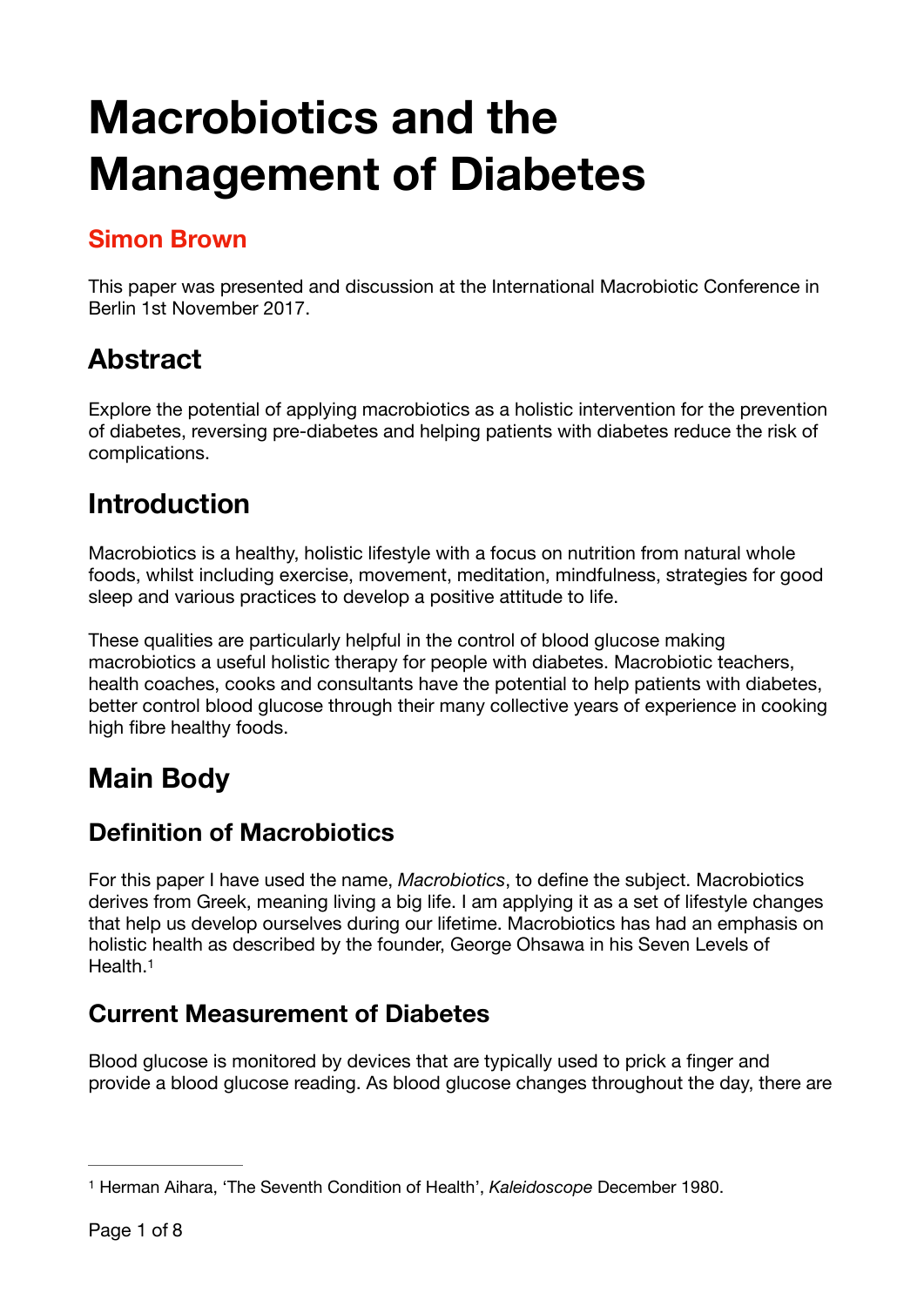# Macrobiotics and the Management of Diabetes

## Simon Brown

This paper was presented and discussion at the International Macrobiotic Conference in Berlin 1st November 2017.

## Abstract

Explore the potential of applying macrobiotics as a holistic intervention for the prevention of diabetes, reversing pre-diabetes and helping patients with diabetes reduce the risk of complications.

## Introduction

Macrobiotics is a healthy, holistic lifestyle with a focus on nutrition from natural whole foods, whilst including exercise, movement, meditation, mindfulness, strategies for good sleep and various practices to develop a positive attitude to life.

These qualities are particularly helpful in the control of blood glucose making macrobiotics a useful holistic therapy for people with diabetes. Macrobiotic teachers, health coaches, cooks and consultants have the potential to help patients with diabetes, better control blood glucose through their many collective years of experience in cooking high fibre healthy foods.

## Main Body

### Definition of Macrobiotics

For this paper I have used the name, *Macrobiotics*, to define the subject. Macrobiotics derives from Greek, meaning living a big life. I am applying it as a set of lifestyle changes that help us develop ourselves during our lifetime. Macrobiotics has had an emphasis on holistic health as described by the founder, George Ohsawa in his Seven Levels of Health.[1]

### Current Measurement of Diabetes

Blood glucose is monitored by devices that are typically used to prick a finger and provide a blood glucose reading. As blood glucose changes throughout the day, there are

---

[1] Herman Aihara, 'The Seventh Condition of Health', *Kaleidoscope* December 1980.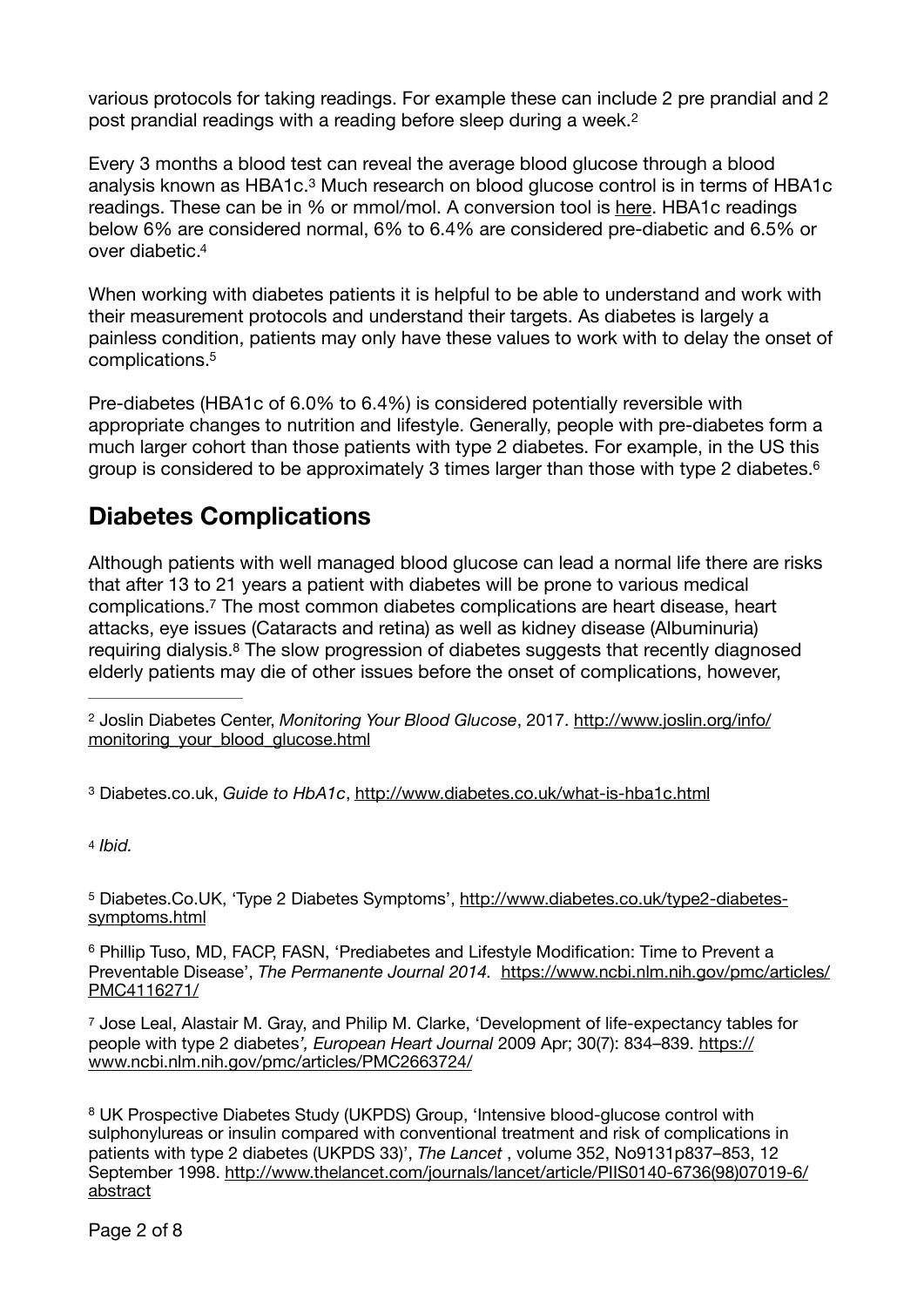various protocols for taking readings. For example these can include 2 pre prandial and 2 post prandial readings with a reading before sleep during a week.[2]

Every 3 months a blood test can reveal the average blood glucose through a blood analysis known as HBA1c.[3] Much research on blood glucose control is in terms of HBA1c readings. These can be in % or mmol/mol. A conversion tool is here. HBA1c readings below 6% are considered normal, 6% to 6.4% are considered pre-diabetic and 6.5% or over diabetic.[4]

When working with diabetes patients it is helpful to be able to understand and work with their measurement protocols and understand their targets. As diabetes is largely a painless condition, patients may only have these values to work with to delay the onset of complications.[5]

Pre-diabetes (HBA1c of 6.0% to 6.4%) is considered potentially reversible with appropriate changes to nutrition and lifestyle. Generally, people with pre-diabetes form a much larger cohort than those patients with type 2 diabetes. For example, in the US this group is considered to be approximately 3 times larger than those with type 2 diabetes.[6]

## Diabetes Complications

Although patients with well managed blood glucose can lead a normal life there are risks that after 13 to 21 years a patient with diabetes will be prone to various medical complications.[7] The most common diabetes complications are heart disease, heart attacks, eye issues (Cataracts and retina) as well as kidney disease (Albuminuria) requiring dialysis.[8] The slow progression of diabetes suggests that recently diagnosed elderly patients may die of other issues before the onset of complications, however,

---

[2] Joslin Diabetes Center, *Monitoring Your Blood Glucose*, 2017. http://www.joslin.org/info/monitoring_your_blood_glucose.html

[3] Diabetes.co.uk, *Guide to HbA1c*, http://www.diabetes.co.uk/what-is-hba1c.html

[4] *Ibid.*

[5] Diabetes.Co.UK, 'Type 2 Diabetes Symptoms', http://www.diabetes.co.uk/type2-diabetes-symptoms.html

[6] Phillip Tuso, MD, FACP, FASN, 'Prediabetes and Lifestyle Modification: Time to Prevent a Preventable Disease', *The Permanente Journal 2014.* https://www.ncbi.nlm.nih.gov/pmc/articles/PMC4116271/

[7] Jose Leal, Alastair M. Gray, and Philip M. Clarke, 'Development of life-expectancy tables for people with type 2 diabetes*', European Heart Journal* 2009 Apr; 30(7): 834–839. https://www.ncbi.nlm.nih.gov/pmc/articles/PMC2663724/

[8] UK Prospective Diabetes Study (UKPDS) Group, 'Intensive blood-glucose control with sulphonylureas or insulin compared with conventional treatment and risk of complications in patients with type 2 diabetes (UKPDS 33)', *The Lancet* , volume 352, No9131p837–853, 12 September 1998. http://www.thelancet.com/journals/lancet/article/PIIS0140-6736(98)07019-6/abstract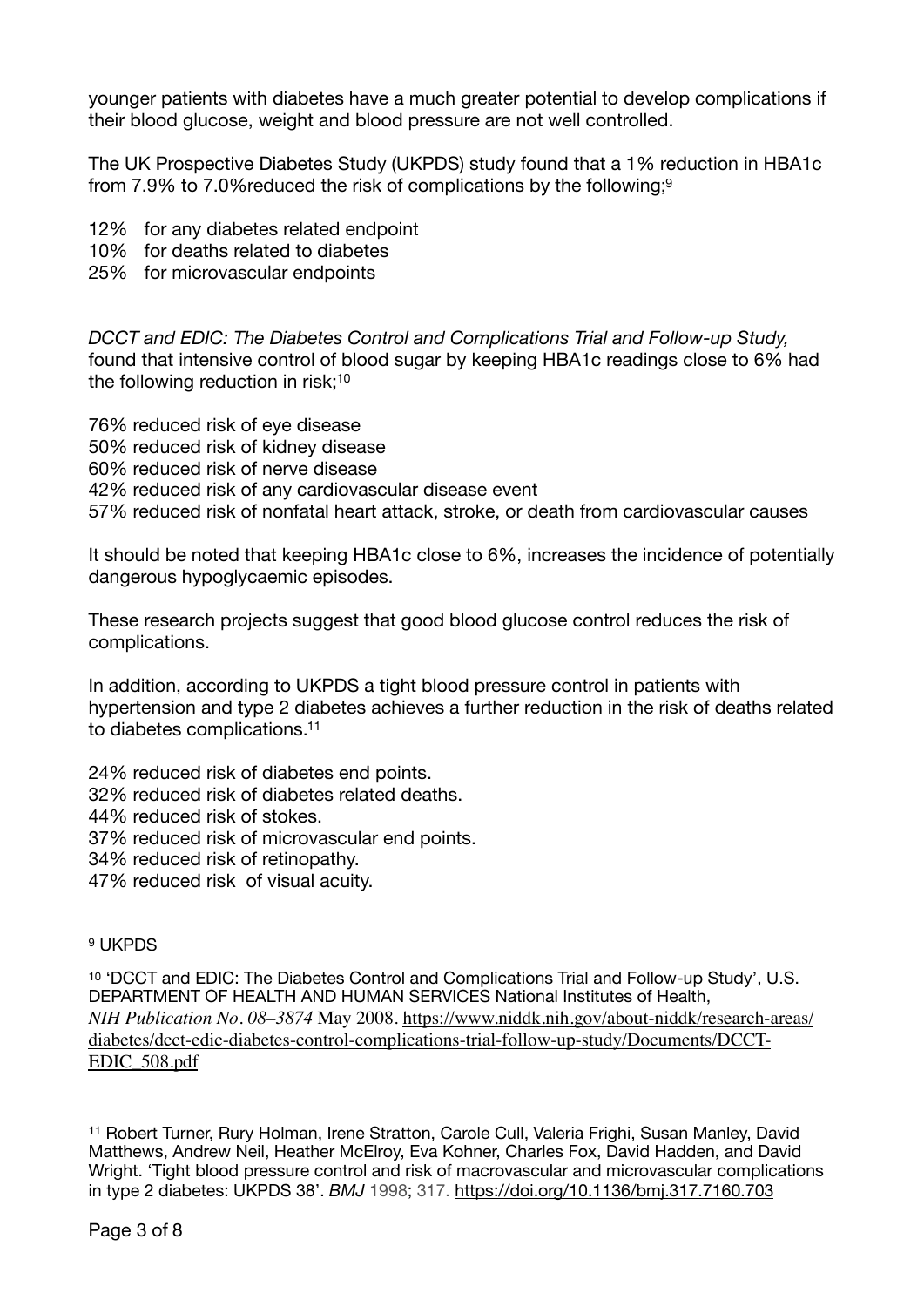younger patients with diabetes have a much greater potential to develop complications if their blood glucose, weight and blood pressure are not well controlled.

The UK Prospective Diabetes Study (UKPDS) study found that a 1% reduction in HBA1c from 7.9% to 7.0%reduced the risk of complications by the following;[9]

12% for any diabetes related endpoint
10% for deaths related to diabetes
25% for microvascular endpoints

*DCCT and EDIC: The Diabetes Control and Complications Trial and Follow-up Study,* found that intensive control of blood sugar by keeping HBA1c readings close to 6% had the following reduction in risk;[10]

76% reduced risk of eye disease
50% reduced risk of kidney disease
60% reduced risk of nerve disease
42% reduced risk of any cardiovascular disease event
57% reduced risk of nonfatal heart attack, stroke, or death from cardiovascular causes

It should be noted that keeping HBA1c close to 6%, increases the incidence of potentially dangerous hypoglycaemic episodes.

These research projects suggest that good blood glucose control reduces the risk of complications.

In addition, according to UKPDS a tight blood pressure control in patients with hypertension and type 2 diabetes achieves a further reduction in the risk of deaths related to diabetes complications.[11]

24% reduced risk of diabetes end points.
32% reduced risk of diabetes related deaths.
44% reduced risk of stokes.
37% reduced risk of microvascular end points.
34% reduced risk of retinopathy.
47% reduced risk of visual acuity.

---

[9] UKPDS

[10] 'DCCT and EDIC: The Diabetes Control and Complications Trial and Follow-up Study', U.S. DEPARTMENT OF HEALTH AND HUMAN SERVICES National Institutes of Health, *NIH Publication No. 08–3874* May 2008. https://www.niddk.nih.gov/about-niddk/research-areas/diabetes/dcct-edic-diabetes-control-complications-trial-follow-up-study/Documents/DCCT-EDIC_508.pdf

[11] Robert Turner, Rury Holman, Irene Stratton, Carole Cull, Valeria Frighi, Susan Manley, David Matthews, Andrew Neil, Heather McElroy, Eva Kohner, Charles Fox, David Hadden, and David Wright. 'Tight blood pressure control and risk of macrovascular and microvascular complications in type 2 diabetes: UKPDS 38'. *BMJ* 1998; 317. https://doi.org/10.1136/bmj.317.7160.703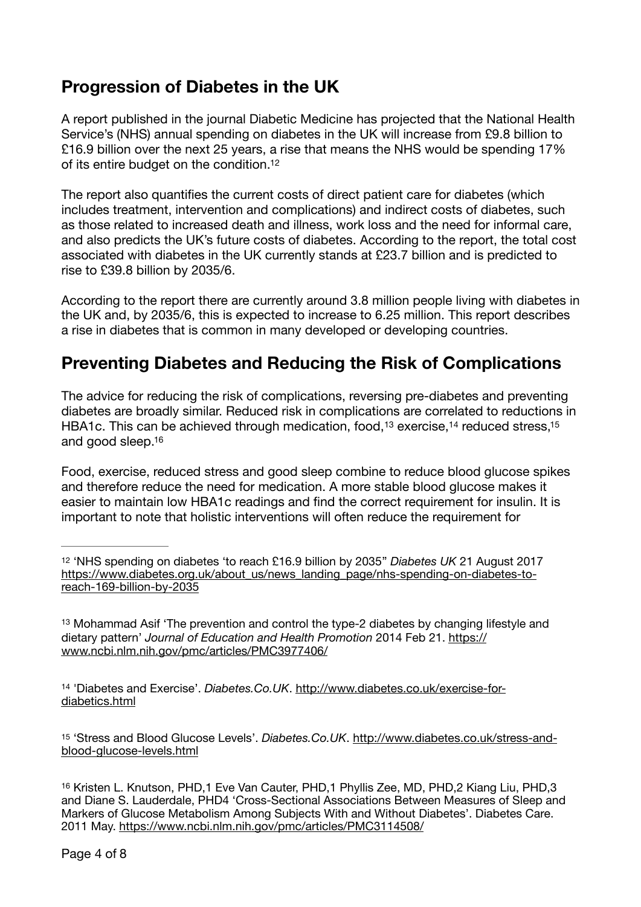## Progression of Diabetes in the UK

A report published in the journal Diabetic Medicine has projected that the National Health Service's (NHS) annual spending on diabetes in the UK will increase from £9.8 billion to £16.9 billion over the next 25 years, a rise that means the NHS would be spending 17% of its entire budget on the condition.[12]

The report also quantifies the current costs of direct patient care for diabetes (which includes treatment, intervention and complications) and indirect costs of diabetes, such as those related to increased death and illness, work loss and the need for informal care, and also predicts the UK's future costs of diabetes. According to the report, the total cost associated with diabetes in the UK currently stands at £23.7 billion and is predicted to rise to £39.8 billion by 2035/6.

According to the report there are currently around 3.8 million people living with diabetes in the UK and, by 2035/6, this is expected to increase to 6.25 million. This report describes a rise in diabetes that is common in many developed or developing countries.

## Preventing Diabetes and Reducing the Risk of Complications

The advice for reducing the risk of complications, reversing pre-diabetes and preventing diabetes are broadly similar. Reduced risk in complications are correlated to reductions in HBA1c. This can be achieved through medication, food,[13] exercise,[14] reduced stress,[15] and good sleep.[16]

Food, exercise, reduced stress and good sleep combine to reduce blood glucose spikes and therefore reduce the need for medication. A more stable blood glucose makes it easier to maintain low HBA1c readings and find the correct requirement for insulin. It is important to note that holistic interventions will often reduce the requirement for

---

[12] 'NHS spending on diabetes 'to reach £16.9 billion by 2035" *Diabetes UK* 21 August 2017 https://www.diabetes.org.uk/about_us/news_landing_page/nhs-spending-on-diabetes-to-reach-169-billion-by-2035

[13] Mohammad Asif 'The prevention and control the type-2 diabetes by changing lifestyle and dietary pattern' *Journal of Education and Health Promotion* 2014 Feb 21. https://www.ncbi.nlm.nih.gov/pmc/articles/PMC3977406/

[14] 'Diabetes and Exercise'. *Diabetes.Co.UK*. http://www.diabetes.co.uk/exercise-for-diabetics.html

[15] 'Stress and Blood Glucose Levels'. *Diabetes.Co.UK*. http://www.diabetes.co.uk/stress-and-blood-glucose-levels.html

[16] Kristen L. Knutson, PHD,1 Eve Van Cauter, PHD,1 Phyllis Zee, MD, PHD,2 Kiang Liu, PHD,3 and Diane S. Lauderdale, PHD4 'Cross-Sectional Associations Between Measures of Sleep and Markers of Glucose Metabolism Among Subjects With and Without Diabetes'. Diabetes Care. 2011 May. https://www.ncbi.nlm.nih.gov/pmc/articles/PMC3114508/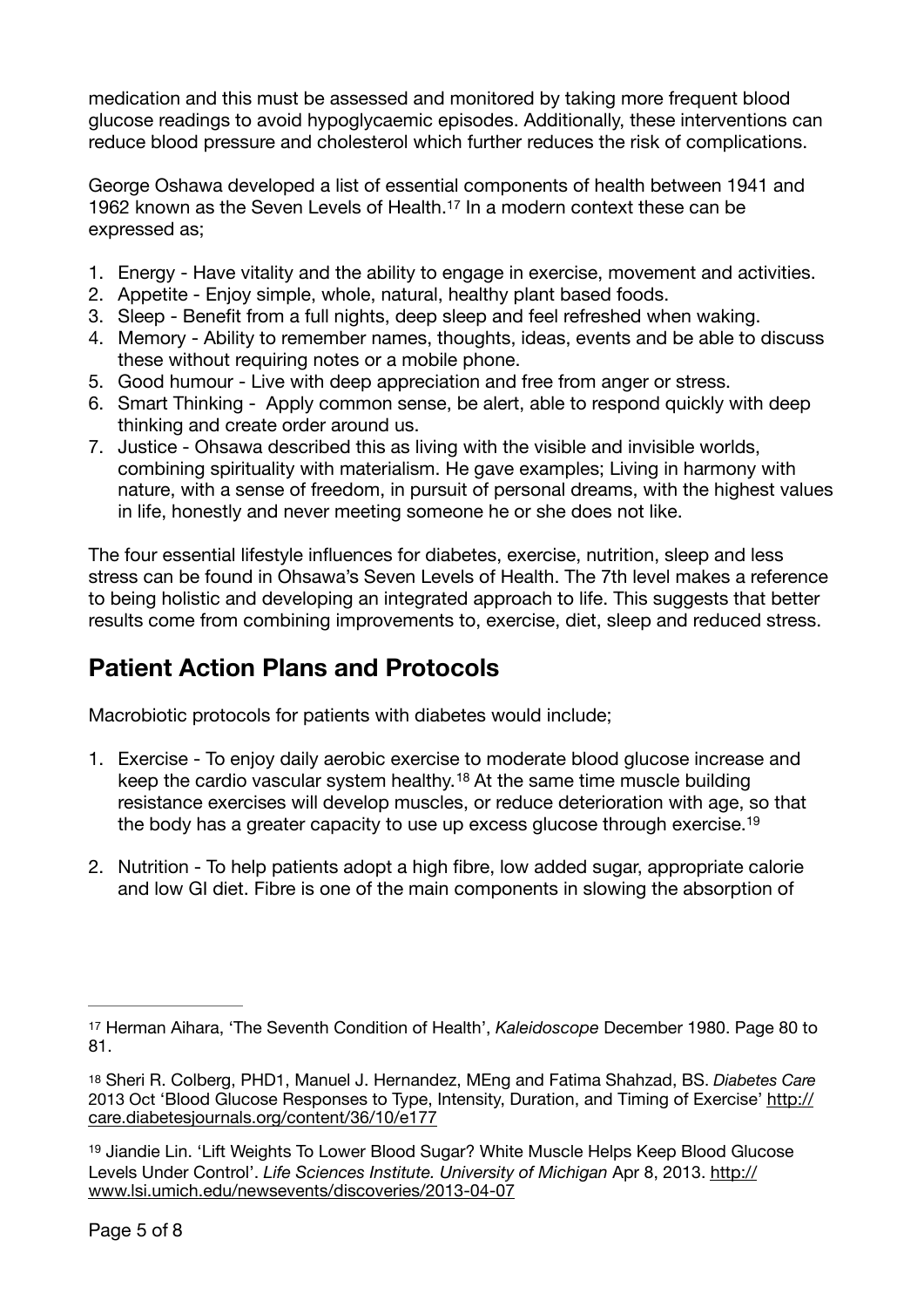medication and this must be assessed and monitored by taking more frequent blood glucose readings to avoid hypoglycaemic episodes. Additionally, these interventions can reduce blood pressure and cholesterol which further reduces the risk of complications.

George Oshawa developed a list of essential components of health between 1941 and 1962 known as the Seven Levels of Health.[17] In a modern context these can be expressed as;

1. Energy - Have vitality and the ability to engage in exercise, movement and activities.
2. Appetite - Enjoy simple, whole, natural, healthy plant based foods.
3. Sleep - Benefit from a full nights, deep sleep and feel refreshed when waking.
4. Memory - Ability to remember names, thoughts, ideas, events and be able to discuss these without requiring notes or a mobile phone.
5. Good humour - Live with deep appreciation and free from anger or stress.
6. Smart Thinking - Apply common sense, be alert, able to respond quickly with deep thinking and create order around us.
7. Justice - Ohsawa described this as living with the visible and invisible worlds, combining spirituality with materialism. He gave examples; Living in harmony with nature, with a sense of freedom, in pursuit of personal dreams, with the highest values in life, honestly and never meeting someone he or she does not like.

The four essential lifestyle influences for diabetes, exercise, nutrition, sleep and less stress can be found in Ohsawa's Seven Levels of Health. The 7th level makes a reference to being holistic and developing an integrated approach to life. This suggests that better results come from combining improvements to, exercise, diet, sleep and reduced stress.

## Patient Action Plans and Protocols

Macrobiotic protocols for patients with diabetes would include;

1. Exercise - To enjoy daily aerobic exercise to moderate blood glucose increase and keep the cardio vascular system healthy.[18] At the same time muscle building resistance exercises will develop muscles, or reduce deterioration with age, so that the body has a greater capacity to use up excess glucose through exercise.[19]

2. Nutrition - To help patients adopt a high fibre, low added sugar, appropriate calorie and low GI diet. Fibre is one of the main components in slowing the absorption of

---

[17] Herman Aihara, 'The Seventh Condition of Health', *Kaleidoscope* December 1980. Page 80 to 81.

[18] Sheri R. Colberg, PHD1, Manuel J. Hernandez, MEng and Fatima Shahzad, BS. *Diabetes Care* 2013 Oct 'Blood Glucose Responses to Type, Intensity, Duration, and Timing of Exercise' http://care.diabetesjournals.org/content/36/10/e177

[19] Jiandie Lin. 'Lift Weights To Lower Blood Sugar? White Muscle Helps Keep Blood Glucose Levels Under Control'. *Life Sciences Institute. University of Michigan* Apr 8, 2013. http://www.lsi.umich.edu/newsevents/discoveries/2013-04-07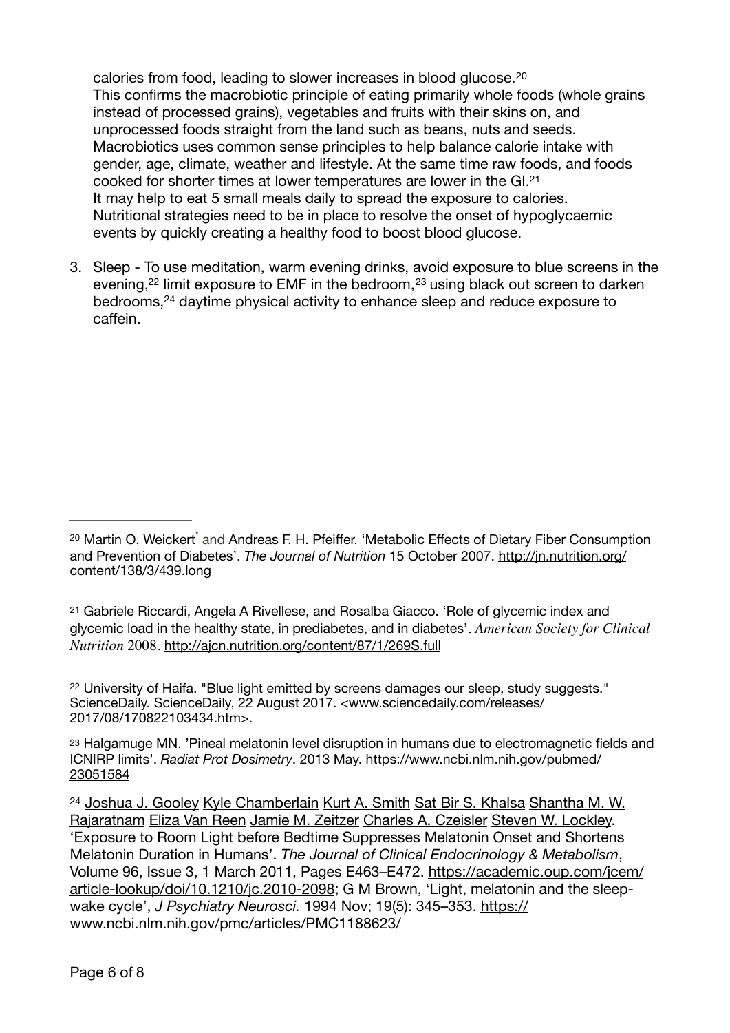calories from food, leading to slower increases in blood glucose.[20]
This confirms the macrobiotic principle of eating primarily whole foods (whole grains instead of processed grains), vegetables and fruits with their skins on, and unprocessed foods straight from the land such as beans, nuts and seeds. Macrobiotics uses common sense principles to help balance calorie intake with gender, age, climate, weather and lifestyle. At the same time raw foods, and foods cooked for shorter times at lower temperatures are lower in the GI.[21]
It may help to eat 5 small meals daily to spread the exposure to calories. Nutritional strategies need to be in place to resolve the onset of hypoglycaemic events by quickly creating a healthy food to boost blood glucose.

3. Sleep - To use meditation, warm evening drinks, avoid exposure to blue screens in the evening,[22] limit exposure to EMF in the bedroom,[23] using black out screen to darken bedrooms,[24] daytime physical activity to enhance sleep and reduce exposure to caffein.

---

[20] Martin O. Weickert* and Andreas F. H. Pfeiffer. 'Metabolic Effects of Dietary Fiber Consumption and Prevention of Diabetes'. *The Journal of Nutrition* 15 October 2007. http://jn.nutrition.org/content/138/3/439.long

[21] Gabriele Riccardi, Angela A Rivellese, and Rosalba Giacco. 'Role of glycemic index and glycemic load in the healthy state, in prediabetes, and in diabetes'. *American Society for Clinical Nutrition* 2008. http://ajcn.nutrition.org/content/87/1/269S.full

[22] University of Haifa. "Blue light emitted by screens damages our sleep, study suggests." ScienceDaily. ScienceDaily, 22 August 2017. <www.sciencedaily.com/releases/2017/08/170822103434.htm>.

[23] Halgamuge MN. 'Pineal melatonin level disruption in humans due to electromagnetic fields and ICNIRP limits'. *Radiat Prot Dosimetry*. 2013 May. https://www.ncbi.nlm.nih.gov/pubmed/23051584

[24] Joshua J. Gooley Kyle Chamberlain Kurt A. Smith Sat Bir S. Khalsa Shantha M. W. Rajaratnam Eliza Van Reen Jamie M. Zeitzer Charles A. Czeisler Steven W. Lockley. 'Exposure to Room Light before Bedtime Suppresses Melatonin Onset and Shortens Melatonin Duration in Humans'. *The Journal of Clinical Endocrinology & Metabolism*, Volume 96, Issue 3, 1 March 2011, Pages E463–E472. https://academic.oup.com/jcem/article-lookup/doi/10.1210/jc.2010-2098; G M Brown, 'Light, melatonin and the sleep-wake cycle', *J Psychiatry Neurosci.* 1994 Nov; 19(5): 345–353. https://www.ncbi.nlm.nih.gov/pmc/articles/PMC1188623/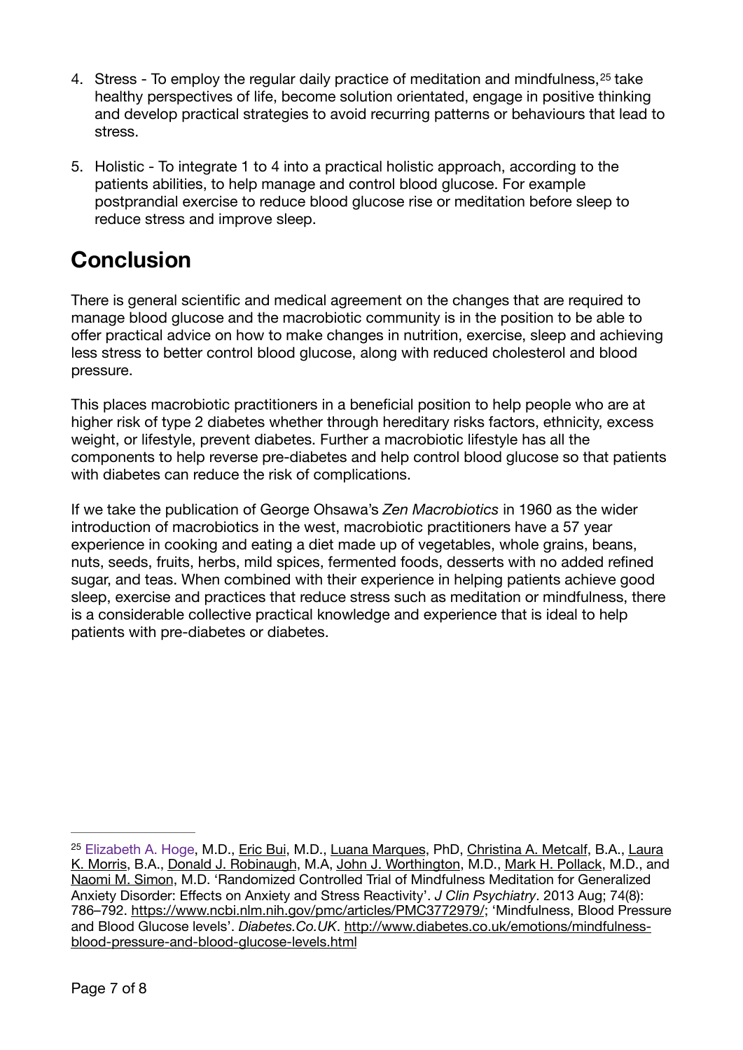4. Stress - To employ the regular daily practice of meditation and mindfulness,[25] take healthy perspectives of life, become solution orientated, engage in positive thinking and develop practical strategies to avoid recurring patterns or behaviours that lead to stress.

5. Holistic - To integrate 1 to 4 into a practical holistic approach, according to the patients abilities, to help manage and control blood glucose. For example postprandial exercise to reduce blood glucose rise or meditation before sleep to reduce stress and improve sleep.

## Conclusion

There is general scientific and medical agreement on the changes that are required to manage blood glucose and the macrobiotic community is in the position to be able to offer practical advice on how to make changes in nutrition, exercise, sleep and achieving less stress to better control blood glucose, along with reduced cholesterol and blood pressure.

This places macrobiotic practitioners in a beneficial position to help people who are at higher risk of type 2 diabetes whether through hereditary risks factors, ethnicity, excess weight, or lifestyle, prevent diabetes. Further a macrobiotic lifestyle has all the components to help reverse pre-diabetes and help control blood glucose so that patients with diabetes can reduce the risk of complications.

If we take the publication of George Ohsawa's *Zen Macrobiotics* in 1960 as the wider introduction of macrobiotics in the west, macrobiotic practitioners have a 57 year experience in cooking and eating a diet made up of vegetables, whole grains, beans, nuts, seeds, fruits, herbs, mild spices, fermented foods, desserts with no added refined sugar, and teas. When combined with their experience in helping patients achieve good sleep, exercise and practices that reduce stress such as meditation or mindfulness, there is a considerable collective practical knowledge and experience that is ideal to help patients with pre-diabetes or diabetes.

---

[25] Elizabeth A. Hoge, M.D., Eric Bui, M.D., Luana Marques, PhD, Christina A. Metcalf, B.A., Laura K. Morris, B.A., Donald J. Robinaugh, M.A, John J. Worthington, M.D., Mark H. Pollack, M.D., and Naomi M. Simon, M.D. 'Randomized Controlled Trial of Mindfulness Meditation for Generalized Anxiety Disorder: Effects on Anxiety and Stress Reactivity'. *J Clin Psychiatry*. 2013 Aug; 74(8): 786–792. https://www.ncbi.nlm.nih.gov/pmc/articles/PMC3772979/; 'Mindfulness, Blood Pressure and Blood Glucose levels'. *Diabetes.Co.UK*. http://www.diabetes.co.uk/emotions/mindfulness-blood-pressure-and-blood-glucose-levels.html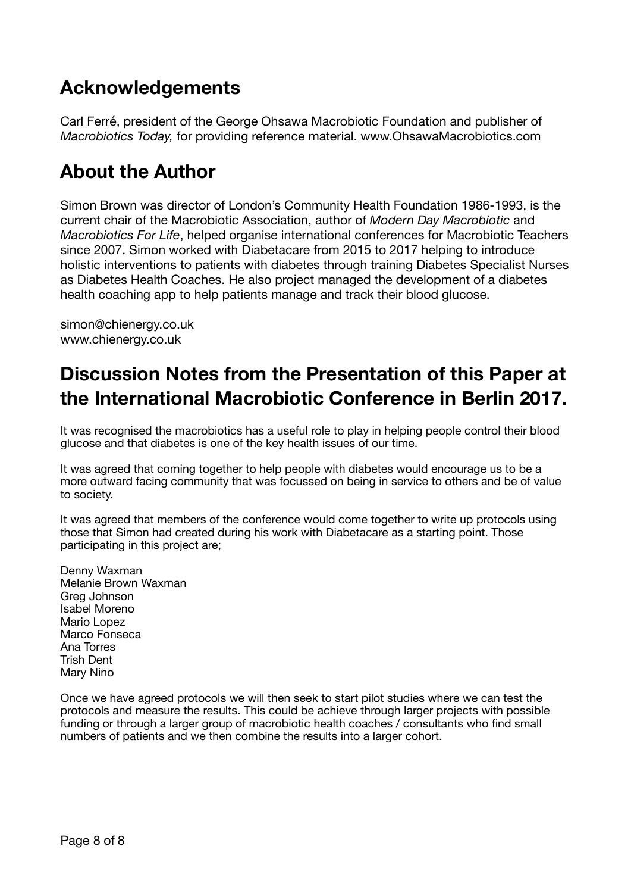## Acknowledgements

Carl Ferré, president of the George Ohsawa Macrobiotic Foundation and publisher of *Macrobiotics Today,* for providing reference material. www.OhsawaMacrobiotics.com

## About the Author

Simon Brown was director of London's Community Health Foundation 1986-1993, is the current chair of the Macrobiotic Association, author of *Modern Day Macrobiotic* and *Macrobiotics For Life*, helped organise international conferences for Macrobiotic Teachers since 2007. Simon worked with Diabetacare from 2015 to 2017 helping to introduce holistic interventions to patients with diabetes through training Diabetes Specialist Nurses as Diabetes Health Coaches. He also project managed the development of a diabetes health coaching app to help patients manage and track their blood glucose.

simon@chienergy.co.uk
www.chienergy.co.uk

## Discussion Notes from the Presentation of this Paper at the International Macrobiotic Conference in Berlin 2017.

It was recognised the macrobiotics has a useful role to play in helping people control their blood glucose and that diabetes is one of the key health issues of our time.

It was agreed that coming together to help people with diabetes would encourage us to be a more outward facing community that was focussed on being in service to others and be of value to society.

It was agreed that members of the conference would come together to write up protocols using those that Simon had created during his work with Diabetacare as a starting point. Those participating in this project are;

Denny Waxman
Melanie Brown Waxman
Greg Johnson
Isabel Moreno
Mario Lopez
Marco Fonseca
Ana Torres
Trish Dent
Mary Nino

Once we have agreed protocols we will then seek to start pilot studies where we can test the protocols and measure the results. This could be achieve through larger projects with possible funding or through a larger group of macrobiotic health coaches / consultants who find small numbers of patients and we then combine the results into a larger cohort.